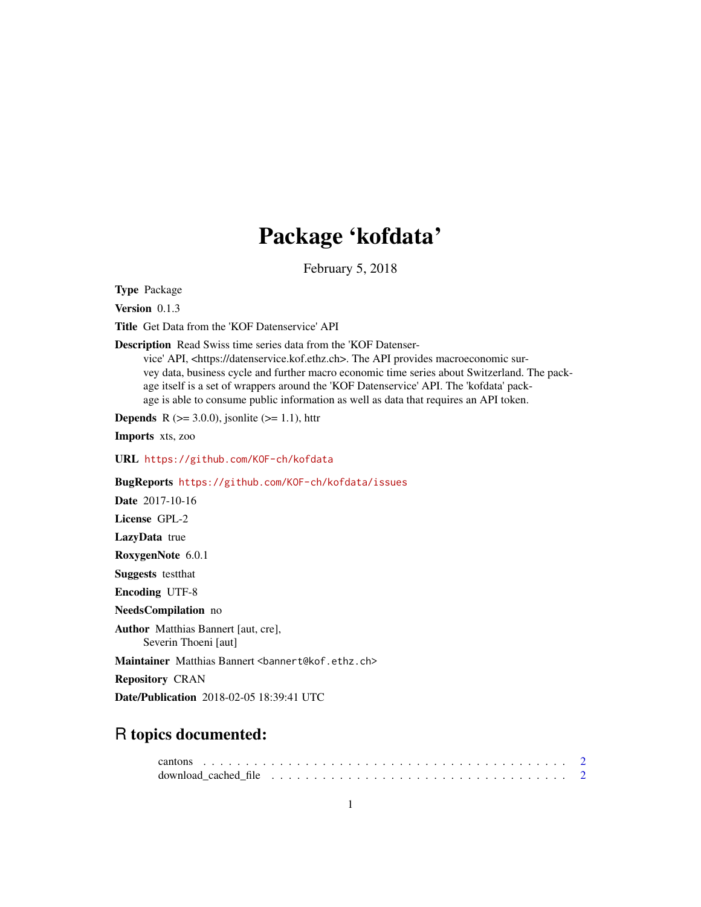# Package 'kofdata'

February 5, 2018

**Type** Package

**Version** 0.1.3

**Title** Get Data from the 'KOF Datenservice' API

**Description** Read Swiss time series data from the 'KOF Datenservice' API, <https://datenservice.kof.ethz.ch>. The API provides macroeconomic survey data, business cycle and further macro economic time series about Switzerland. The package itself is a set of wrappers around the 'KOF Datenservice' API. The 'kofdata' package is able to consume public information as well as data that requires an API token.

**Depends** R (>= 3.0.0), jsonlite (>= 1.1), httr

**Imports** xts, zoo

**URL** https://github.com/KOF-ch/kofdata

**BugReports** https://github.com/KOF-ch/kofdata/issues

**Date** 2017-10-16

**License** GPL-2

**LazyData** true

**RoxygenNote** 6.0.1

**Suggests** testthat

**Encoding** UTF-8

**NeedsCompilation** no

**Author** Matthias Bannert [aut, cre],
Severin Thoeni [aut]

**Maintainer** Matthias Bannert <bannert@kof.ethz.ch>

**Repository** CRAN

**Date/Publication** 2018-02-05 18:39:41 UTC

## R topics documented:

cantons . . . . . . . . . . . . . . . . . . . . . . . . . . . . . . . . . . . . . . . . . . . 2
download_cached_file . . . . . . . . . . . . . . . . . . . . . . . . . . . . . . . . . . . 2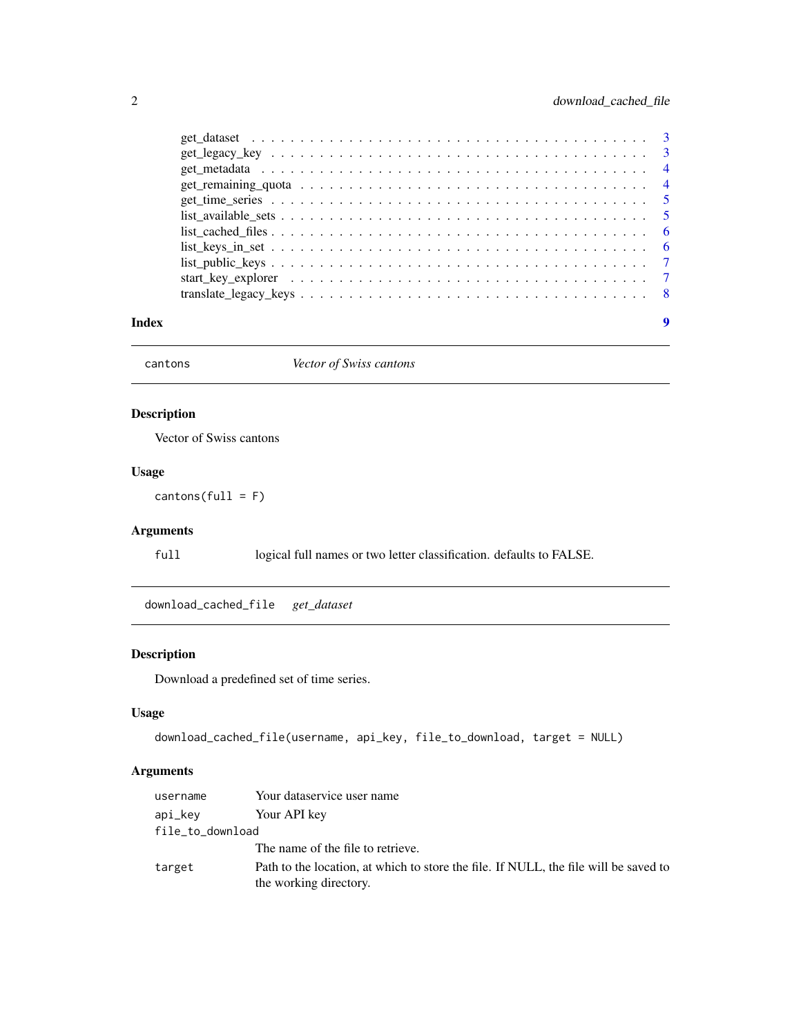get_dataset . . . . . . . . . . . . . . . . . . . . . . . . . . . . . . . . . . . . 3
get_legacy_key . . . . . . . . . . . . . . . . . . . . . . . . . . . . . . . . . . 3
get_metadata . . . . . . . . . . . . . . . . . . . . . . . . . . . . . . . . . . . 4
get_remaining_quota . . . . . . . . . . . . . . . . . . . . . . . . . . . . . . . 4
get_time_series . . . . . . . . . . . . . . . . . . . . . . . . . . . . . . . . . 5
list_available_sets . . . . . . . . . . . . . . . . . . . . . . . . . . . . . . . 5
list_cached_files . . . . . . . . . . . . . . . . . . . . . . . . . . . . . . . . 6
list_keys_in_set . . . . . . . . . . . . . . . . . . . . . . . . . . . . . . . . 6
list_public_keys . . . . . . . . . . . . . . . . . . . . . . . . . . . . . . . . 7
start_key_explorer . . . . . . . . . . . . . . . . . . . . . . . . . . . . . . . 7
translate_legacy_keys . . . . . . . . . . . . . . . . . . . . . . . . . . . . . . 8

**Index** **9**

---

`cantons` *Vector of Swiss cantons*

---

### Description

Vector of Swiss cantons

### Usage

```
cantons(full = F)
```

### Arguments

| | |
|---|---|
| `full` | logical full names or two letter classification. defaults to FALSE. |

---

`download_cached_file` *get_dataset*

---

### Description

Download a predefined set of time series.

### Usage

```
download_cached_file(username, api_key, file_to_download, target = NULL)
```

### Arguments

| | |
|---|---|
| `username` | Your dataservice user name |
| `api_key` | Your API key |
| `file_to_download` | The name of the file to retrieve. |
| `target` | Path to the location, at which to store the file. If NULL, the file will be saved to the working directory. |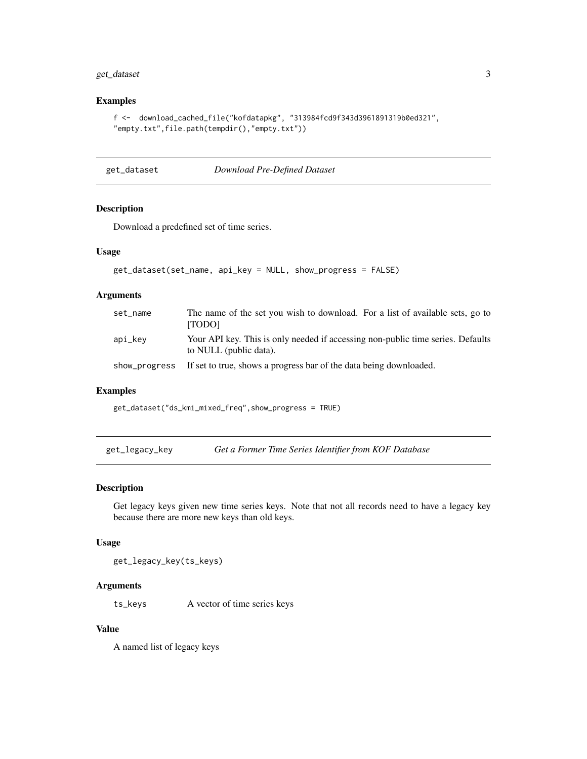### Examples

```
f <-  download_cached_file("kofdatapkg", "313984fcd9f343d3961891319b0ed321",
"empty.txt",file.path(tempdir(),"empty.txt"))
```

## get_dataset — *Download Pre-Defined Dataset*

### Description

Download a predefined set of time series.

### Usage

```
get_dataset(set_name, api_key = NULL, show_progress = FALSE)
```

### Arguments

| | |
|---|---|
| set_name | The name of the set you wish to download. For a list of available sets, go to [TODO] |
| api_key | Your API key. This is only needed if accessing non-public time series. Defaults to NULL (public data). |
| show_progress | If set to true, shows a progress bar of the data being downloaded. |

### Examples

```
get_dataset("ds_kmi_mixed_freq",show_progress = TRUE)
```

## get_legacy_key — *Get a Former Time Series Identifier from KOF Database*

### Description

Get legacy keys given new time series keys. Note that not all records need to have a legacy key because there are more new keys than old keys.

### Usage

```
get_legacy_key(ts_keys)
```

### Arguments

| | |
|---|---|
| ts_keys | A vector of time series keys |

### Value

A named list of legacy keys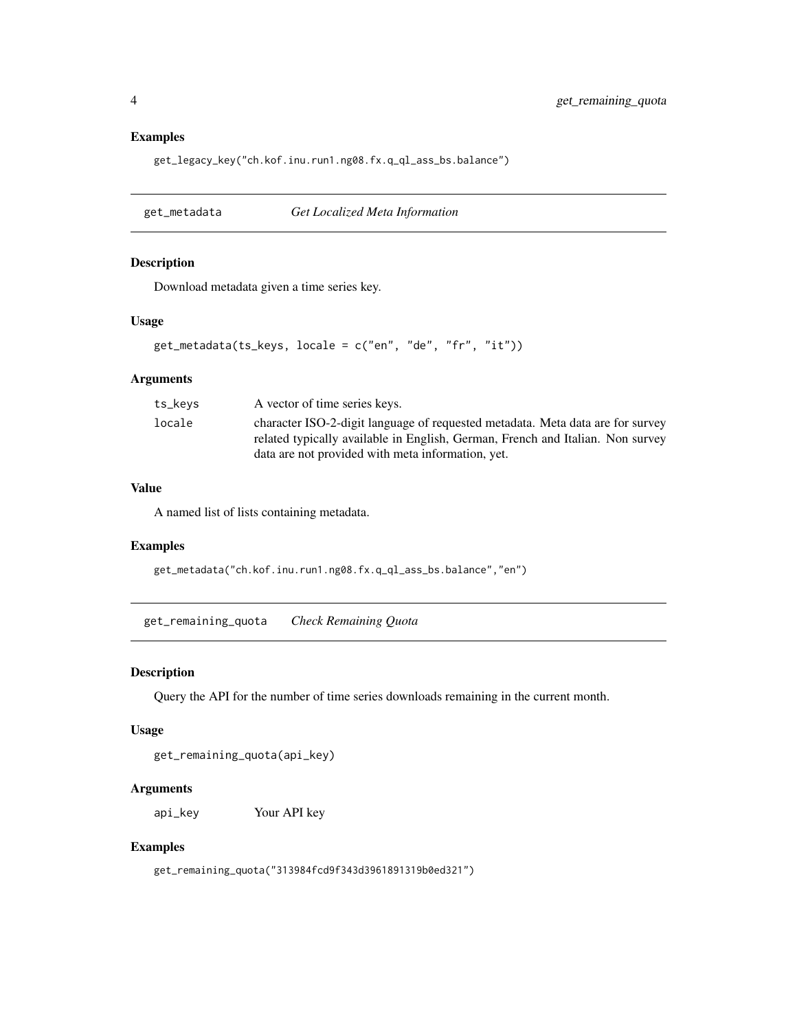### Examples

```
get_legacy_key("ch.kof.inu.run1.ng08.fx.q_ql_ass_bs.balance")
```

## get_metadata — *Get Localized Meta Information*

### Description

Download metadata given a time series key.

### Usage

```
get_metadata(ts_keys, locale = c("en", "de", "fr", "it"))
```

### Arguments

| | |
|---|---|
| ts_keys | A vector of time series keys. |
| locale | character ISO-2-digit language of requested metadata. Meta data are for survey related typically available in English, German, French and Italian. Non survey data are not provided with meta information, yet. |

### Value

A named list of lists containing metadata.

### Examples

```
get_metadata("ch.kof.inu.run1.ng08.fx.q_ql_ass_bs.balance","en")
```

## get_remaining_quota — *Check Remaining Quota*

### Description

Query the API for the number of time series downloads remaining in the current month.

### Usage

```
get_remaining_quota(api_key)
```

### Arguments

| | |
|---|---|
| api_key | Your API key |

### Examples

```
get_remaining_quota("313984fcd9f343d3961891319b0ed321")
```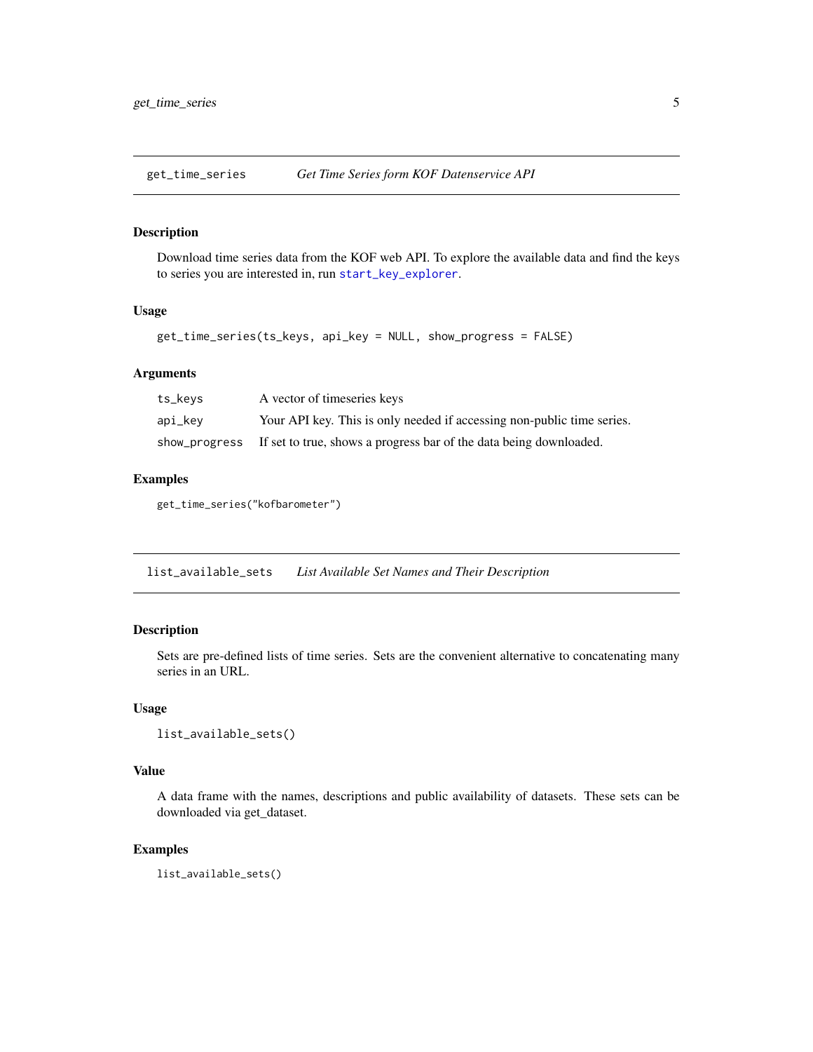## get_time_series *Get Time Series form KOF Datenservice API*

### Description

Download time series data from the KOF web API. To explore the available data and find the keys to series you are interested in, run `start_key_explorer`.

### Usage

```
get_time_series(ts_keys, api_key = NULL, show_progress = FALSE)
```

### Arguments

| | |
|---|---|
| `ts_keys` | A vector of timeseries keys |
| `api_key` | Your API key. This is only needed if accessing non-public time series. |
| `show_progress` | If set to true, shows a progress bar of the data being downloaded. |

### Examples

```
get_time_series("kofbarometer")
```

## list_available_sets *List Available Set Names and Their Description*

### Description

Sets are pre-defined lists of time series. Sets are the convenient alternative to concatenating many series in an URL.

### Usage

```
list_available_sets()
```

### Value

A data frame with the names, descriptions and public availability of datasets. These sets can be downloaded via get_dataset.

### Examples

```
list_available_sets()
```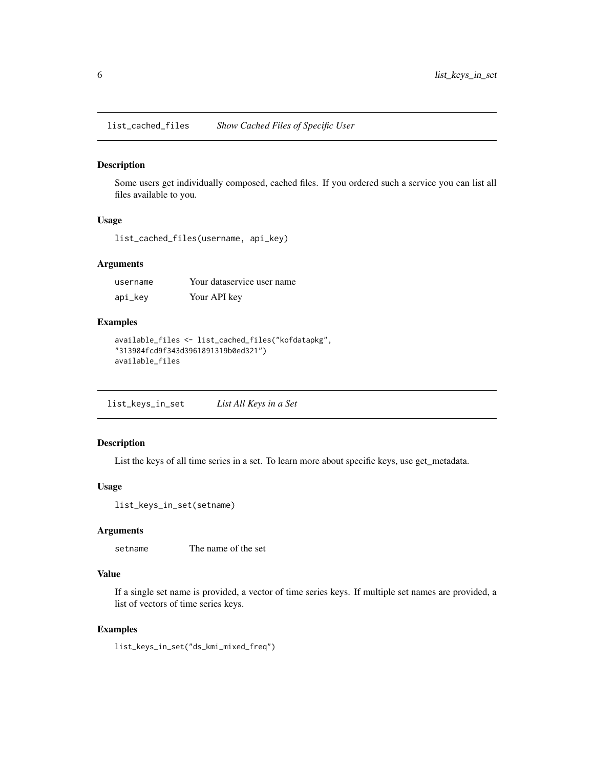## list_cached_files *Show Cached Files of Specific User*

### Description

Some users get individually composed, cached files. If you ordered such a service you can list all files available to you.

### Usage

```
list_cached_files(username, api_key)
```

### Arguments

| | |
|---|---|
| username | Your dataservice user name |
| api_key | Your API key |

### Examples

```
available_files <- list_cached_files("kofdatapkg",
"313984fcd9f343d3961891319b0ed321")
available_files
```

## list_keys_in_set *List All Keys in a Set*

### Description

List the keys of all time series in a set. To learn more about specific keys, use get_metadata.

### Usage

```
list_keys_in_set(setname)
```

### Arguments

| | |
|---|---|
| setname | The name of the set |

### Value

If a single set name is provided, a vector of time series keys. If multiple set names are provided, a list of vectors of time series keys.

### Examples

```
list_keys_in_set("ds_kmi_mixed_freq")
```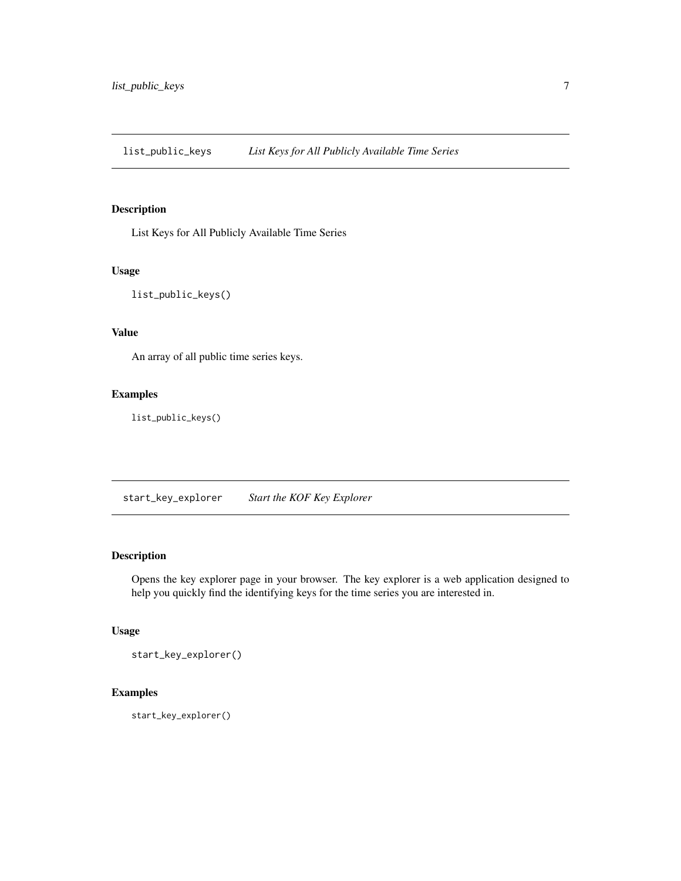## list_public_keys *List Keys for All Publicly Available Time Series*

### Description

List Keys for All Publicly Available Time Series

### Usage

```
list_public_keys()
```

### Value

An array of all public time series keys.

### Examples

```
list_public_keys()
```

## start_key_explorer *Start the KOF Key Explorer*

### Description

Opens the key explorer page in your browser. The key explorer is a web application designed to help you quickly find the identifying keys for the time series you are interested in.

### Usage

```
start_key_explorer()
```

### Examples

```
start_key_explorer()
```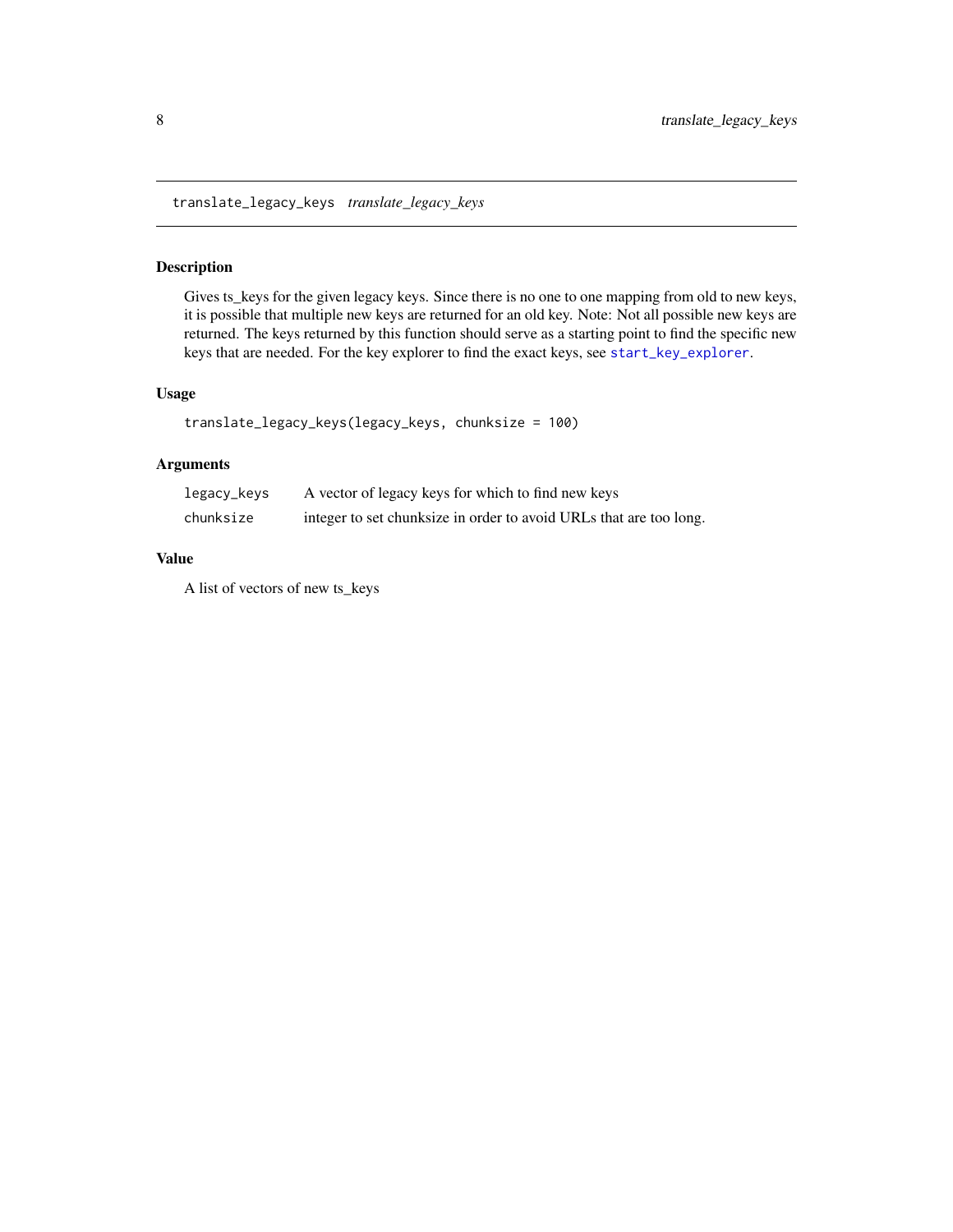translate_legacy_keys    *translate_legacy_keys*

## Description

Gives ts_keys for the given legacy keys. Since there is no one to one mapping from old to new keys, it is possible that multiple new keys are returned for an old key. Note: Not all possible new keys are returned. The keys returned by this function should serve as a starting point to find the specific new keys that are needed. For the key explorer to find the exact keys, see `start_key_explorer`.

## Usage

```
translate_legacy_keys(legacy_keys, chunksize = 100)
```

## Arguments

| | |
|---|---|
| `legacy_keys` | A vector of legacy keys for which to find new keys |
| `chunksize` | integer to set chunksize in order to avoid URLs that are too long. |

## Value

A list of vectors of new ts_keys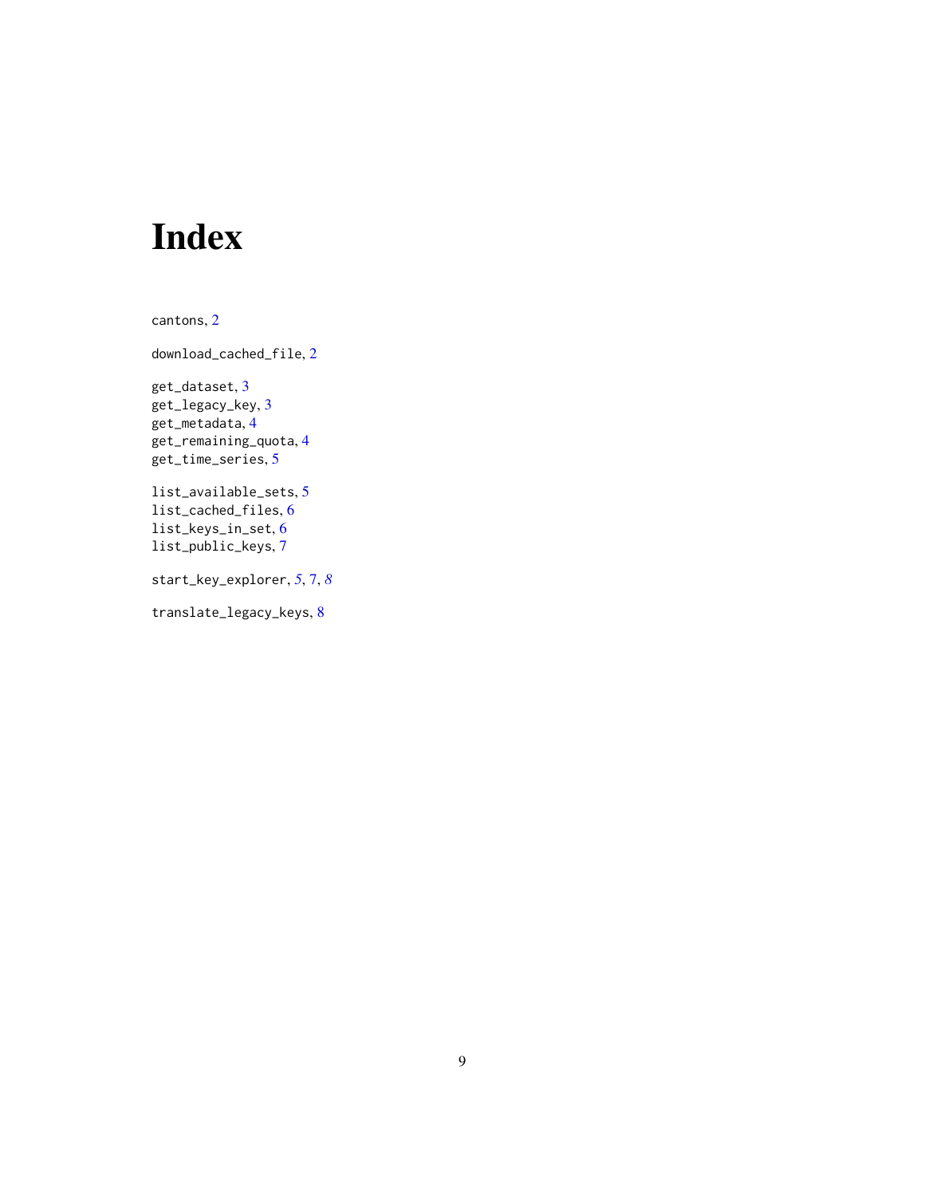# Index

cantons, 2

download_cached_file, 2

get_dataset, 3
get_legacy_key, 3
get_metadata, 4
get_remaining_quota, 4
get_time_series, 5

list_available_sets, 5
list_cached_files, 6
list_keys_in_set, 6
list_public_keys, 7

start_key_explorer, *5*, 7, *8*

translate_legacy_keys, 8